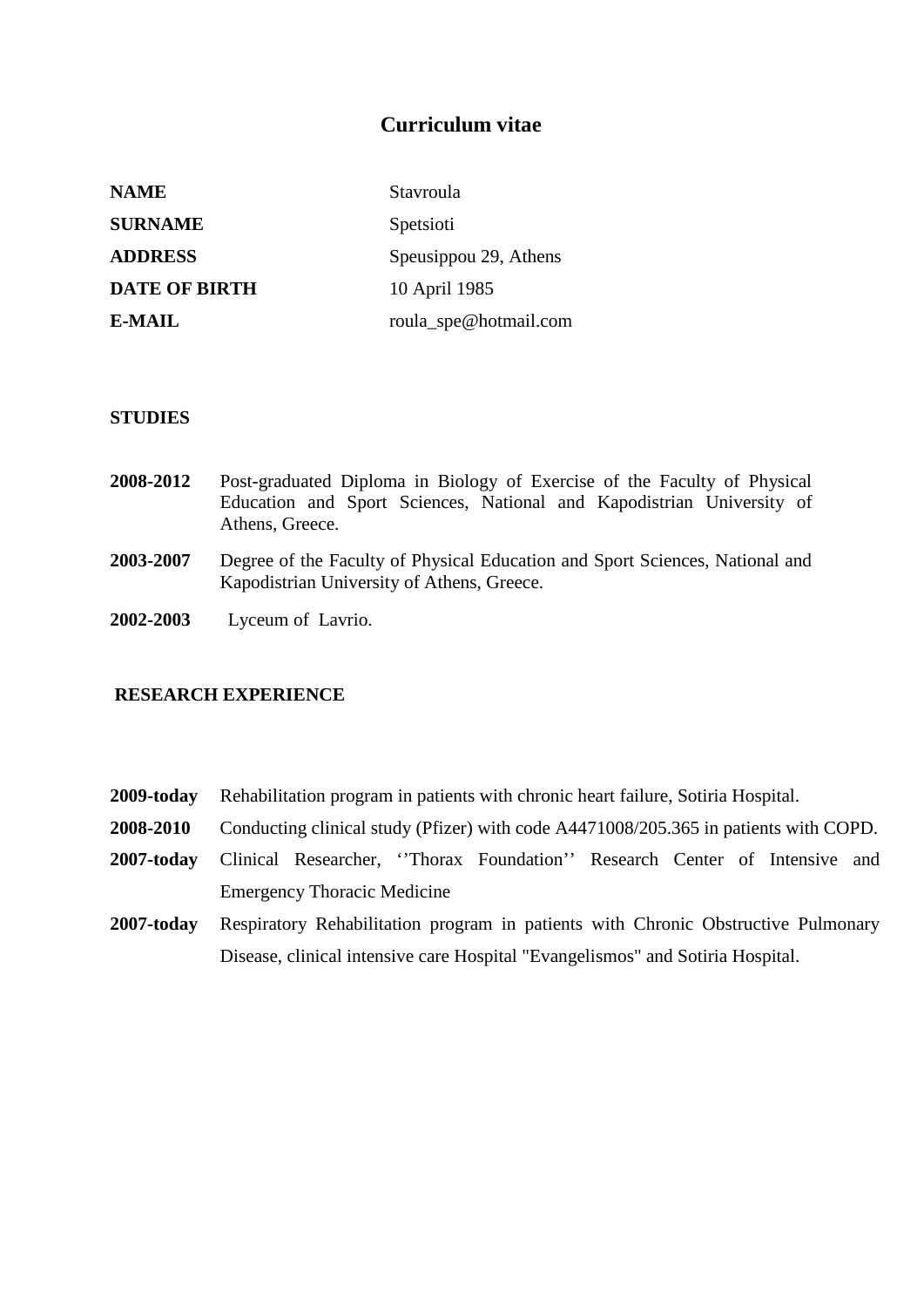# Curriculum vitae

| | |
|---|---|
| **NAME** | Stavroula |
| **SURNAME** | Spetsioti |
| **ADDRESS** | Speusippou 29, Athens |
| **DATE OF BIRTH** | 10 April 1985 |
| **E-MAIL** | roula_spe@hotmail.com |

**STUDIES**

**2008-2012** Post-graduated Diploma in Biology of Exercise of the Faculty of Physical Education and Sport Sciences, National and Kapodistrian University of Athens, Greece.

**2003-2007** Degree of the Faculty of Physical Education and Sport Sciences, National and Kapodistrian University of Athens, Greece.

**2002-2003** Lyceum of Lavrio.

**RESEARCH EXPERIENCE**

**2009-today** Rehabilitation program in patients with chronic heart failure, Sotiria Hospital.

**2008-2010** Conducting clinical study (Pfizer) with code A4471008/205.365 in patients with COPD.

**2007-today** Clinical Researcher, ''Thorax Foundation'' Research Center of Intensive and Emergency Thoracic Medicine

**2007-today** Respiratory Rehabilitation program in patients with Chronic Obstructive Pulmonary Disease, clinical intensive care Hospital "Evangelismos" and Sotiria Hospital.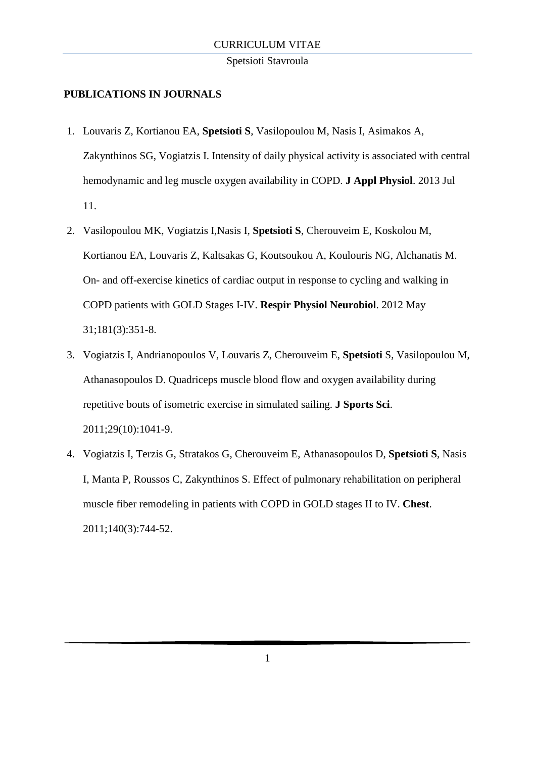## PUBLICATIONS IN JOURNALS

1. Louvaris Z, Kortianou EA, **Spetsioti S**, Vasilopoulou M, Nasis I, Asimakos A, Zakynthinos SG, Vogiatzis I. Intensity of daily physical activity is associated with central hemodynamic and leg muscle oxygen availability in COPD. **J Appl Physiol**. 2013 Jul 11.
2. Vasilopoulou MK, Vogiatzis I,Nasis I, **Spetsioti S**, Cherouveim E, Koskolou M, Kortianou EA, Louvaris Z, Kaltsakas G, Koutsoukou A, Koulouris NG, Alchanatis M. On- and off-exercise kinetics of cardiac output in response to cycling and walking in COPD patients with GOLD Stages I-IV. **Respir Physiol Neurobiol**. 2012 May 31;181(3):351-8.
3. Vogiatzis I, Andrianopoulos V, Louvaris Z, Cherouveim E, **Spetsioti** S, Vasilopoulou M, Athanasopoulos D. Quadriceps muscle blood flow and oxygen availability during repetitive bouts of isometric exercise in simulated sailing. **J Sports Sci**. 2011;29(10):1041-9.
4. Vogiatzis I, Terzis G, Stratakos G, Cherouveim E, Athanasopoulos D, **Spetsioti S**, Nasis I, Manta P, Roussos C, Zakynthinos S. Effect of pulmonary rehabilitation on peripheral muscle fiber remodeling in patients with COPD in GOLD stages II to IV. **Chest**. 2011;140(3):744-52.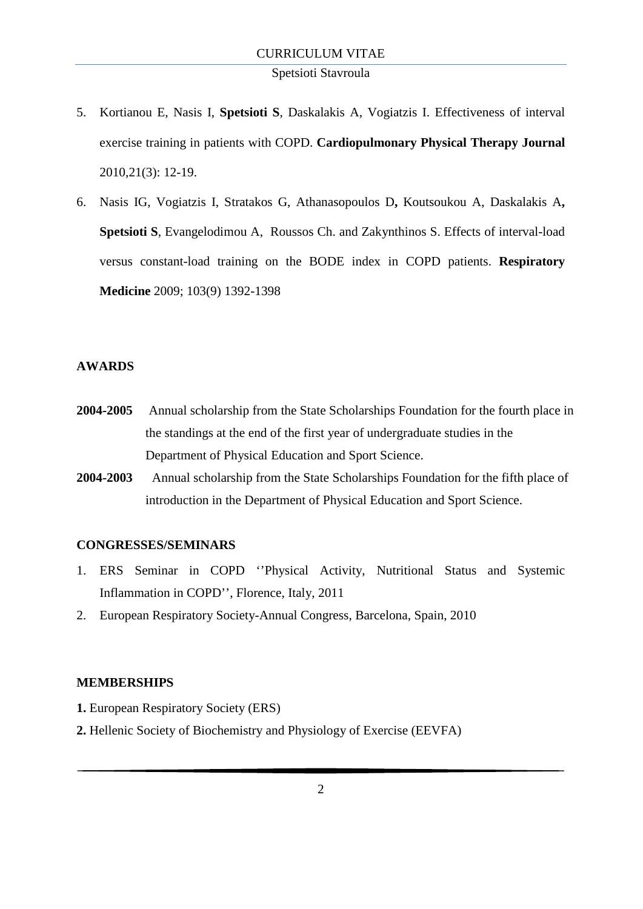5. Kortianou E, Nasis I, **Spetsioti S**, Daskalakis A, Vogiatzis I. Effectiveness of interval exercise training in patients with COPD. **Cardiopulmonary Physical Therapy Journal** 2010,21(3): 12-19.
6. Nasis IG, Vogiatzis I, Stratakos G, Athanasopoulos D**,** Koutsoukou A, Daskalakis A**, Spetsioti S**, Evangelodimou A, Roussos Ch. and Zakynthinos S. Effects of interval-load versus constant-load training on the BODE index in COPD patients. **Respiratory Medicine** 2009; 103(9) 1392-1398

**AWARDS**

**2004-2005** Annual scholarship from the State Scholarships Foundation for the fourth place in the standings at the end of the first year of undergraduate studies in the Department of Physical Education and Sport Science.

**2004-2003** Annual scholarship from the State Scholarships Foundation for the fifth place of introduction in the Department of Physical Education and Sport Science.

**CONGRESSES/SEMINARS**

1. ERS Seminar in COPD ''Physical Activity, Nutritional Status and Systemic Inflammation in COPD'', Florence, Italy, 2011
2. European Respiratory Society-Annual Congress, Barcelona, Spain, 2010

**MEMBERSHIPS**

**1.** European Respiratory Society (ERS)

**2.** Hellenic Society of Biochemistry and Physiology of Exercise (EEVFA)